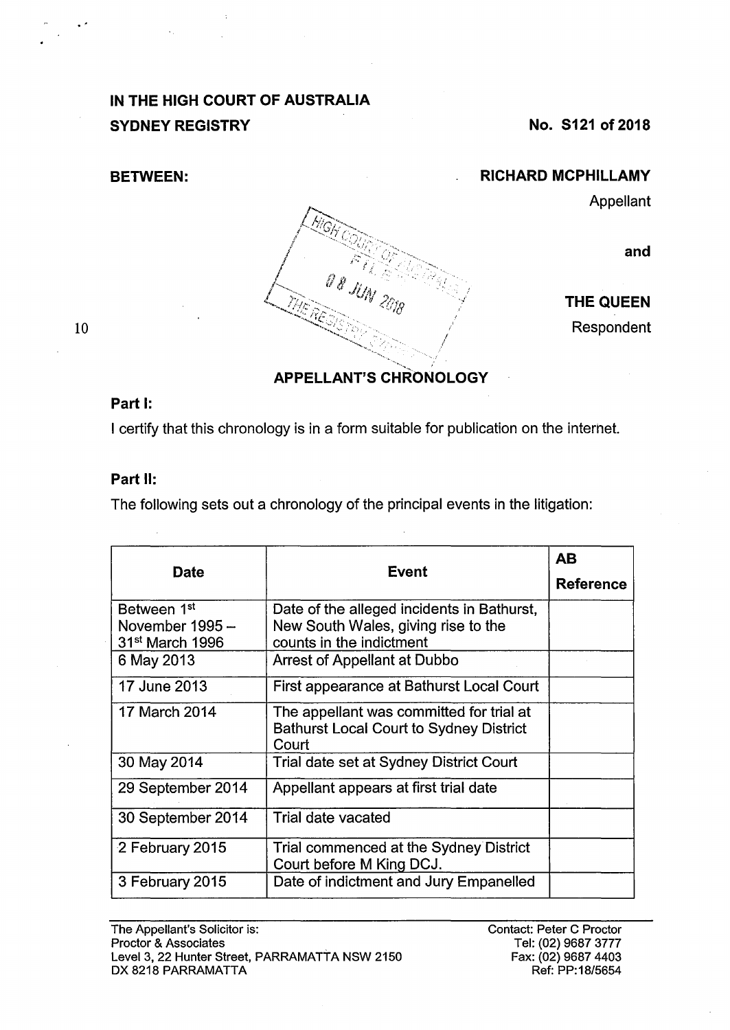**IN THE HIGH COURT OF AUSTRALIA**
**SYDNEY REGISTRY**

**No. S121 of 2018**

**BETWEEN:**

**RICHARD MCPHILLAMY**
Appellant

**and**

**THE QUEEN**
Respondent

## APPELLANT'S CHRONOLOGY

### Part I:

I certify that this chronology is in a form suitable for publication on the internet.

### Part II:

The following sets out a chronology of the principal events in the litigation:

| Date | Event | AB Reference |
|---|---|---|
| Between 1st November 1995 – 31st March 1996 | Date of the alleged incidents in Bathurst, New South Wales, giving rise to the counts in the indictment | |
| 6 May 2013 | Arrest of Appellant at Dubbo | |
| 17 June 2013 | First appearance at Bathurst Local Court | |
| 17 March 2014 | The appellant was committed for trial at Bathurst Local Court to Sydney District Court | |
| 30 May 2014 | Trial date set at Sydney District Court | |
| 29 September 2014 | Appellant appears at first trial date | |
| 30 September 2014 | Trial date vacated | |
| 2 February 2015 | Trial commenced at the Sydney District Court before M King DCJ. | |
| 3 February 2015 | Date of indictment and Jury Empanelled | |

The Appellant's Solicitor is:
Proctor & Associates
Level 3, 22 Hunter Street, PARRAMATTA NSW 2150
DX 8218 PARRAMATTA

Contact: Peter C Proctor
Tel: (02) 9687 3777
Fax: (02) 9687 4403
Ref: PP:18/5654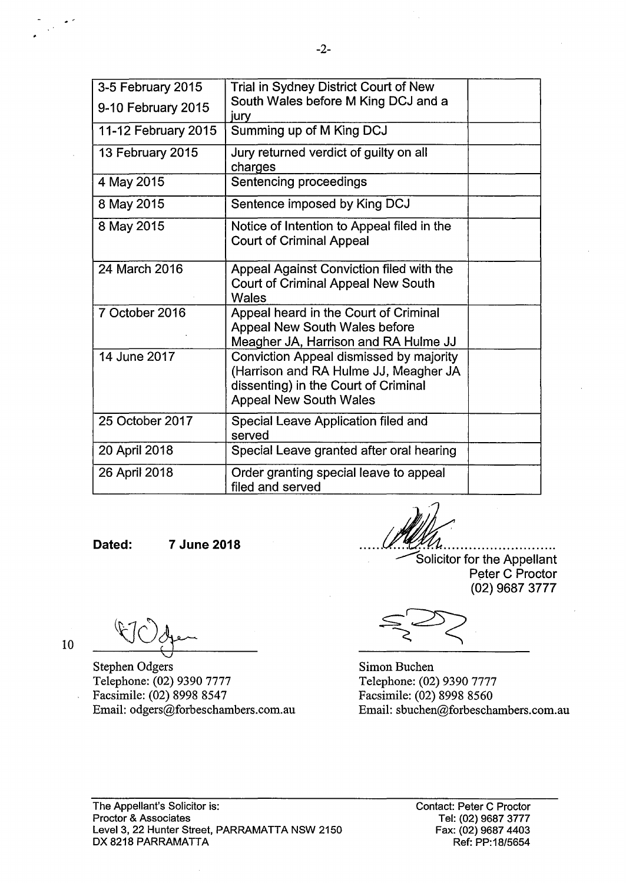| | | |
|---|---|---|
| 3-5 February 2015<br>9-10 February 2015 | Trial in Sydney District Court of New South Wales before M King DCJ and a jury | |
| 11-12 February 2015 | Summing up of M King DCJ | |
| 13 February 2015 | Jury returned verdict of guilty on all charges | |
| 4 May 2015 | Sentencing proceedings | |
| 8 May 2015 | Sentence imposed by King DCJ | |
| 8 May 2015 | Notice of Intention to Appeal filed in the Court of Criminal Appeal | |
| 24 March 2016 | Appeal Against Conviction filed with the Court of Criminal Appeal New South Wales | |
| 7 October 2016 | Appeal heard in the Court of Criminal Appeal New South Wales before Meagher JA, Harrison and RA Hulme JJ | |
| 14 June 2017 | Conviction Appeal dismissed by majority (Harrison and RA Hulme JJ, Meagher JA dissenting) in the Court of Criminal Appeal New South Wales | |
| 25 October 2017 | Special Leave Application filed and served | |
| 20 April 2018 | Special Leave granted after oral hearing | |
| 26 April 2018 | Order granting special leave to appeal filed and served | |

**Dated: 7 June 2018**

.....................................
Solicitor for the Appellant
Peter C Proctor
(02) 9687 3777

Stephen Odgers
Telephone: (02) 9390 7777
Facsimile: (02) 8998 8547
Email: odgers@forbeschambers.com.au

Simon Buchen
Telephone: (02) 9390 7777
Facsimile: (02) 8998 8560
Email: sbuchen@forbeschambers.com.au

The Appellant's Solicitor is:
Proctor & Associates
Level 3, 22 Hunter Street, PARRAMATTA NSW 2150
DX 8218 PARRAMATTA

Contact: Peter C Proctor
Tel: (02) 9687 3777
Fax: (02) 9687 4403
Ref: PP:18/5654